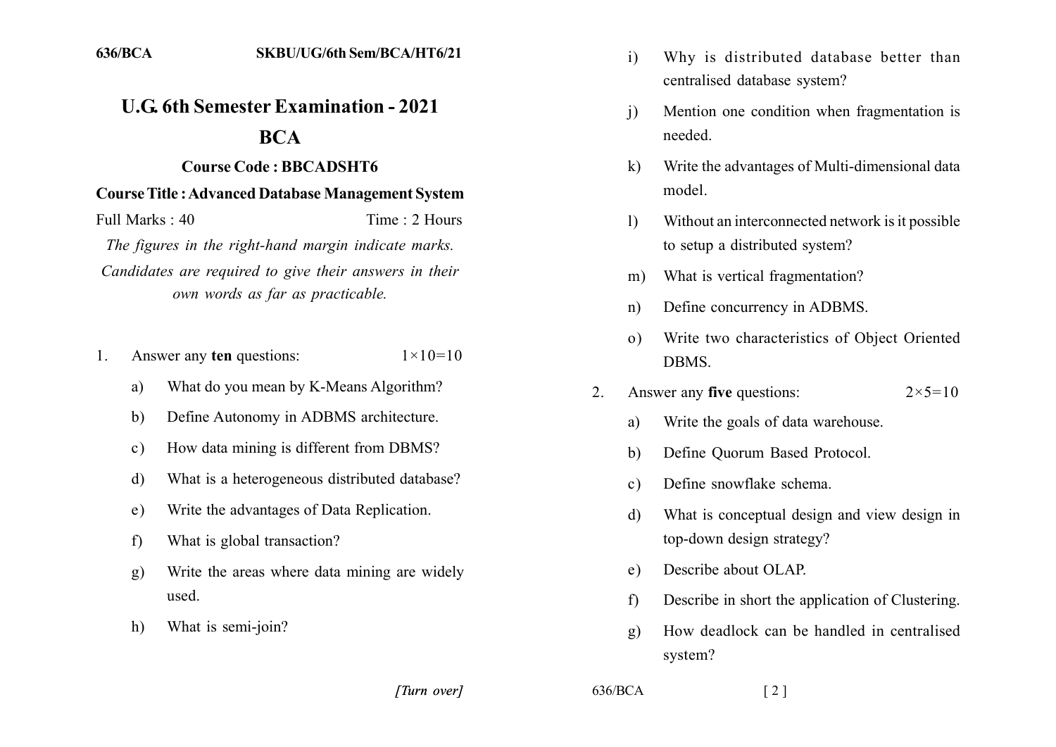636/BCA SKBU/UG/6th Sem/BCA/HT6/21

# U.G. 6th Semester Examination - 2021

## BCA

### Course Code : BBCADSHT6

### Course Title : Advanced Database Management System

Full Marks : 40 Time : 2 Hours

*The figures in the right-hand margin indicate marks.*

*Candidates are required to give their answers in their own words as far as practicable.*

1. Answer any **ten** questions: 1×10=10

   a) What do you mean by K-Means Algorithm?

   b) Define Autonomy in ADBMS architecture.

   c) How data mining is different from DBMS?

   d) What is a heterogeneous distributed database?

   e) Write the advantages of Data Replication.

   f) What is global transaction?

   g) Write the areas where data mining are widely used.

   h) What is semi-join?

   i) Why is distributed database better than centralised database system?

   j) Mention one condition when fragmentation is needed.

   k) Write the advantages of Multi-dimensional data model.

   l) Without an interconnected network is it possible to setup a distributed system?

   m) What is vertical fragmentation?

   n) Define concurrency in ADBMS.

   o) Write two characteristics of Object Oriented DBMS.

2. Answer any **five** questions: 2×5=10

   a) Write the goals of data warehouse.

   b) Define Quorum Based Protocol.

   c) Define snowflake schema.

   d) What is conceptual design and view design in top-down design strategy?

   e) Describe about OLAP.

   f) Describe in short the application of Clustering.

   g) How deadlock can be handled in centralised system?

*[Turn over]*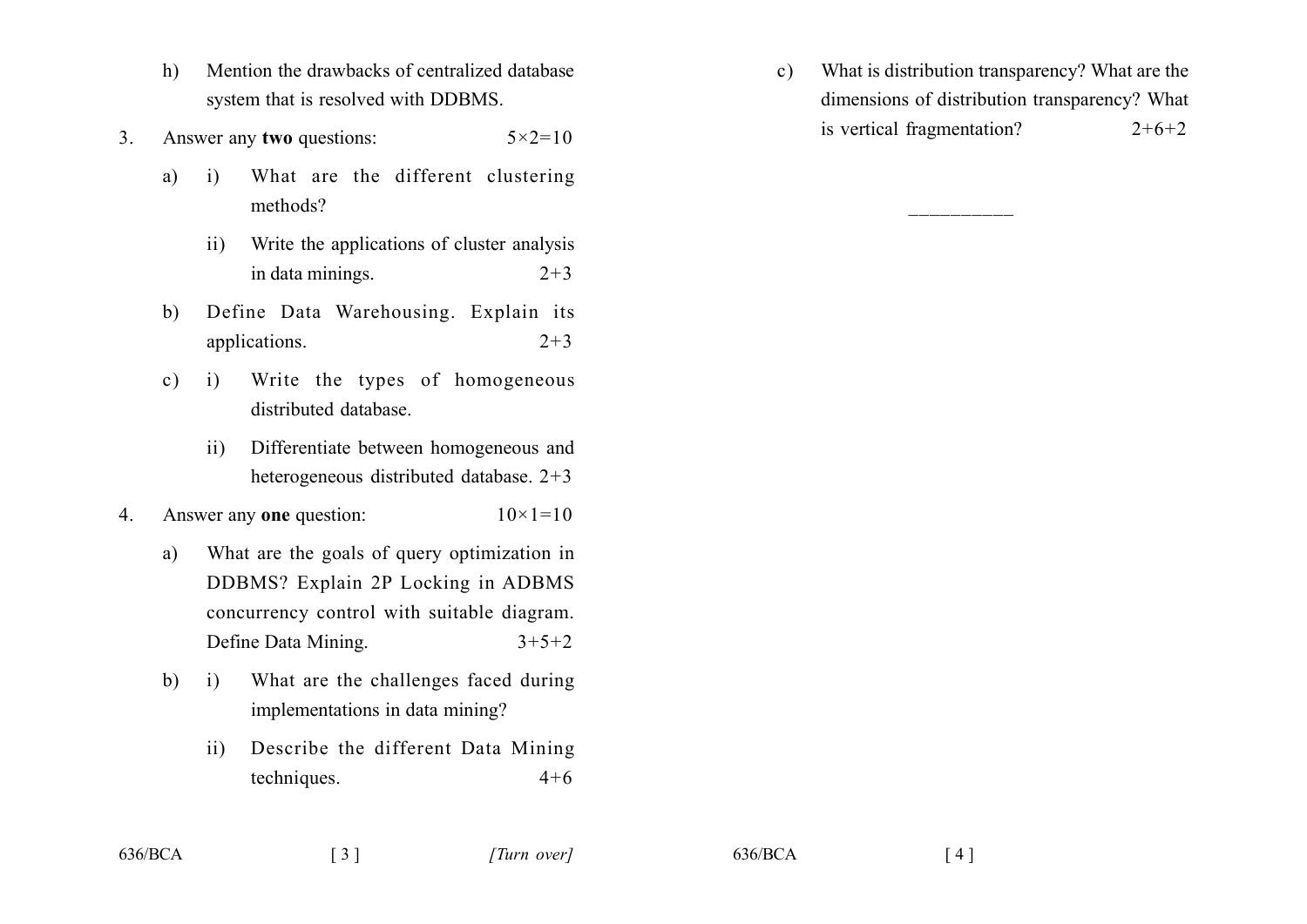h) Mention the drawbacks of centralized database system that is resolved with DDBMS.

3. Answer any **two** questions: 5×2=10

a) i) What are the different clustering methods?

ii) Write the applications of cluster analysis in data minings. 2+3

b) Define Data Warehousing. Explain its applications. 2+3

c) i) Write the types of homogeneous distributed database.

ii) Differentiate between homogeneous and heterogeneous distributed database. 2+3

4. Answer any **one** question: 10×1=10

a) What are the goals of query optimization in DDBMS? Explain 2P Locking in ADBMS concurrency control with suitable diagram. Define Data Mining. 3+5+2

b) i) What are the challenges faced during implementations in data mining?

ii) Describe the different Data Mining techniques. 4+6

c) What is distribution transparency? What are the dimensions of distribution transparency? What is vertical fragmentation? 2+6+2

__________